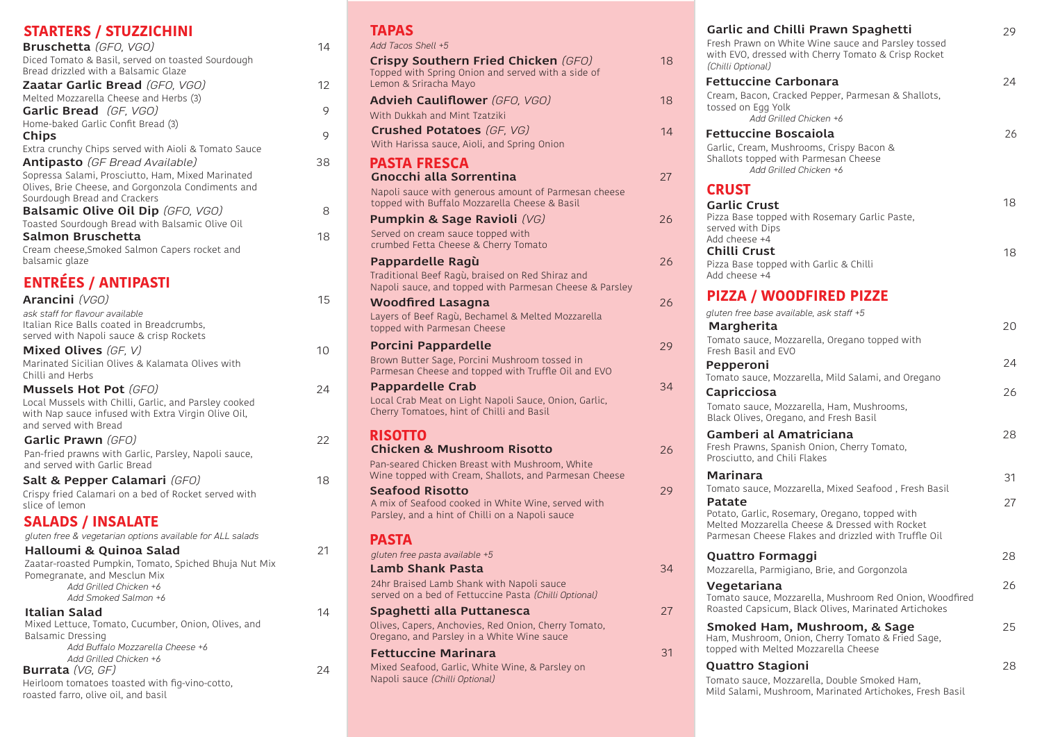## STARTERS / STUZZICHINI

**Bruschetta** *(GFO, VGO)* 14
Diced Tomato & Basil, served on toasted Sourdough Bread drizzled with a Balsamic Glaze

**Zaatar Garlic Bread** *(GFO, VGO)* 12
Melted Mozzarella Cheese and Herbs (3)

**Garlic Bread** *(GF, VGO)* 9
Home-baked Garlic Confit Bread (3)

**Chips** 9
Extra crunchy Chips served with Aioli & Tomato Sauce

**Antipasto** *(GF Bread Available)* 38
Sopressa Salami, Prosciutto, Ham, Mixed Marinated Olives, Brie Cheese, and Gorgonzola Condiments and Sourdough Bread and Crackers

**Balsamic Olive Oil Dip** *(GFO, VGO)* 8
Toasted Sourdough Bread with Balsamic Olive Oil

**Salmon Bruschetta** 18
Cream cheese,Smoked Salmon Capers rocket and balsamic glaze

## ENTRÉES / ANTIPASTI

**Arancini** *(VGO)* 15
*ask staff for flavour available*
Italian Rice Balls coated in Breadcrumbs, served with Napoli sauce & crisp Rockets

**Mixed Olives** *(GF, V)* 10
Marinated Sicilian Olives & Kalamata Olives with Chilli and Herbs

**Mussels Hot Pot** *(GFO)* 24
Local Mussels with Chilli, Garlic, and Parsley cooked with Nap sauce infused with Extra Virgin Olive Oil, and served with Bread

**Garlic Prawn** *(GFO)* 22
Pan-fried prawns with Garlic, Parsley, Napoli sauce, and served with Garlic Bread

**Salt & Pepper Calamari** *(GFO)* 18
Crispy fried Calamari on a bed of Rocket served with slice of lemon

## SALADS / INSALATE

*gluten free & vegetarian options available for ALL salads*

**Halloumi & Quinoa Salad** 21
Zaatar-roasted Pumpkin, Tomato, Spiched Bhuja Nut Mix Pomegranate, and Mesclun Mix
*Add Grilled Chicken +6*
*Add Smoked Salmon +6*

**Italian Salad** 14
Mixed Lettuce, Tomato, Cucumber, Onion, Olives, and Balsamic Dressing
*Add Buffalo Mozzarella Cheese +6*
*Add Grilled Chicken +6*

**Burrata** *(VG, GF)* 24
Heirloom tomatoes toasted with fig-vino-cotto, roasted farro, olive oil, and basil

## TAPAS

*Add Tacos Shell +5*

**Crispy Southern Fried Chicken** *(GFO)* 18
Topped with Spring Onion and served with a side of Lemon & Sriracha Mayo

**Advieh Cauliflower** *(GFO, VGO)* 18
With Dukkah and Mint Tzatziki

**Crushed Potatoes** *(GF, VG)* 14
With Harissa sauce, Aioli, and Spring Onion

## PASTA FRESCA

**Gnocchi alla Sorrentina** 27
Napoli sauce with generous amount of Parmesan cheese topped with Buffalo Mozzarella Cheese & Basil

**Pumpkin & Sage Ravioli** *(VG)* 26
Served on cream sauce topped with crumbed Fetta Cheese & Cherry Tomato

**Pappardelle Ragù** 26
Traditional Beef Ragù, braised on Red Shiraz and Napoli sauce, and topped with Parmesan Cheese & Parsley

**Woodfired Lasagna** 26
Layers of Beef Ragù, Bechamel & Melted Mozzarella topped with Parmesan Cheese

**Porcini Pappardelle** 29
Brown Butter Sage, Porcini Mushroom tossed in Parmesan Cheese and topped with Truffle Oil and EVO

**Pappardelle Crab** 34
Local Crab Meat on Light Napoli Sauce, Onion, Garlic, Cherry Tomatoes, hint of Chilli and Basil

## RISOTTO

**Chicken & Mushroom Risotto** 26
Pan-seared Chicken Breast with Mushroom, White Wine topped with Cream, Shallots, and Parmesan Cheese

**Seafood Risotto** 29
A mix of Seafood cooked in White Wine, served with Parsley, and a hint of Chilli on a Napoli sauce

## PASTA

*gluten free pasta available +5*

**Lamb Shank Pasta** 34
24hr Braised Lamb Shank with Napoli sauce served on a bed of Fettuccine Pasta *(Chilli Optional)*

**Spaghetti alla Puttanesca** 27
Olives, Capers, Anchovies, Red Onion, Cherry Tomato, Oregano, and Parsley in a White Wine sauce

**Fettuccine Marinara** 31
Mixed Seafood, Garlic, White Wine, & Parsley on Napoli sauce *(Chilli Optional)*

**Garlic and Chilli Prawn Spaghetti** 29
Fresh Prawn on White Wine sauce and Parsley tossed with EVO, dressed with Cherry Tomato & Crisp Rocket *(Chilli Optional)*

**Fettuccine Carbonara** 24
Cream, Bacon, Cracked Pepper, Parmesan & Shallots, tossed on Egg Yolk
*Add Grilled Chicken +6*

**Fettuccine Boscaiola** 26
Garlic, Cream, Mushrooms, Crispy Bacon & Shallots topped with Parmesan Cheese
*Add Grilled Chicken +6*

## CRUST

**Garlic Crust** 18
Pizza Base topped with Rosemary Garlic Paste, served with Dips
Add cheese +4

**Chilli Crust** 18
Pizza Base topped with Garlic & Chilli
Add cheese +4

## PIZZA / WOODFIRED PIZZE

*gluten free base available, ask staff +5*

**Margherita** 20
Tomato sauce, Mozzarella, Oregano topped with Fresh Basil and EVO

**Pepperoni** 24
Tomato sauce, Mozzarella, Mild Salami, and Oregano

**Capricciosa** 26
Tomato sauce, Mozzarella, Ham, Mushrooms, Black Olives, Oregano, and Fresh Basil

**Gamberi al Amatriciana** 28
Fresh Prawns, Spanish Onion, Cherry Tomato, Prosciutto, and Chili Flakes

**Marinara** 31
Tomato sauce, Mozzarella, Mixed Seafood , Fresh Basil

**Patate** 27
Potato, Garlic, Rosemary, Oregano, topped with Melted Mozzarella Cheese & Dressed with Rocket Parmesan Cheese Flakes and drizzled with Truffle Oil

**Quattro Formaggi** 28
Mozzarella, Parmigiano, Brie, and Gorgonzola

**Vegetariana** 26
Tomato sauce, Mozzarella, Mushroom Red Onion, Woodfired Roasted Capsicum, Black Olives, Marinated Artichokes

**Smoked Ham, Mushroom, & Sage** 25
Ham, Mushroom, Onion, Cherry Tomato & Fried Sage, topped with Melted Mozzarella Cheese

**Quattro Stagioni** 28
Tomato sauce, Mozzarella, Double Smoked Ham, Mild Salami, Mushroom, Marinated Artichokes, Fresh Basil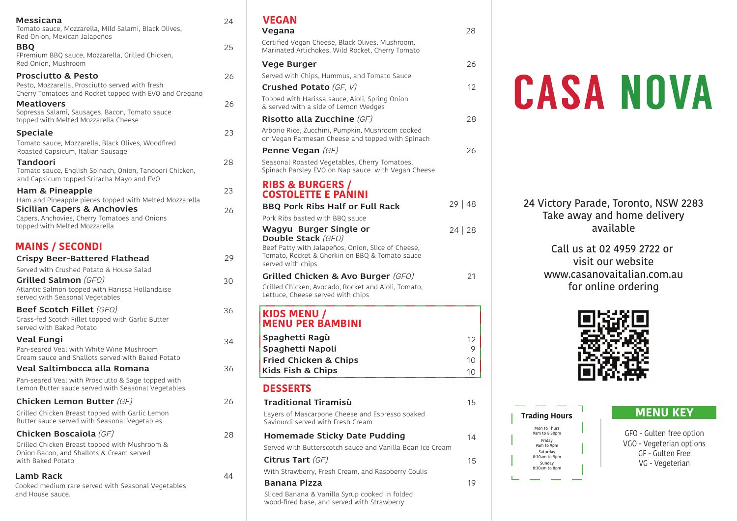**Messicana** 24
Tomato sauce, Mozzarella, Mild Salami, Black Olives, Red Onion, Mexican Jalapeños

**BBQ** 25
FPremium BBQ sauce, Mozzarella, Grilled Chicken, Red Onion, Mushroom

**Prosciutto & Pesto** 26
Pesto, Mozzarella, Prosciutto served with fresh Cherry Tomatoes and Rocket topped with EVO and Oregano

**Meatlovers** 26
Sopressa Salami, Sausages, Bacon, Tomato sauce topped with Melted Mozzarella Cheese

**Speciale** 23
Tomato sauce, Mozzarella, Black Olives, Woodfired Roasted Capsicum, Italian Sausage

**Tandoori** 28
Tomato sauce, English Spinach, Onion, Tandoori Chicken, and Capsicum topped Sriracha Mayo and EVO

**Ham & Pineapple** 23
Ham and Pineapple pieces topped with Melted Mozzarella

**Sicilian Capers & Anchovies** 26
Capers, Anchovies, Cherry Tomatoes and Onions topped with Melted Mozzarella

## MAINS / SECONDI

**Crispy Beer-Battered Flathead** 29
Served with Crushed Potato & House Salad

**Grilled Salmon** *(GFO)* 30
Atlantic Salmon topped with Harissa Hollandaise served with Seasonal Vegetables

**Beef Scotch Fillet** *(GFO)* 36
Grass-fed Scotch Fillet topped with Garlic Butter served with Baked Potato

**Veal Fungi** 34
Pan-seared Veal with White Wine Mushroom Cream sauce and Shallots served with Baked Potato

**Veal Saltimbocca alla Romana** 36
Pan-seared Veal with Prosciutto & Sage topped with Lemon Butter sauce served with Seasonal Vegetables

**Chicken Lemon Butter** *(GF)* 26
Grilled Chicken Breast topped with Garlic Lemon Butter sauce served with Seasonal Vegetables

**Chicken Boscaiola** *(GF)* 28
Grilled Chicken Breast topped with Mushroom & Onion Bacon, and Shallots & Cream served with Baked Potato

**Lamb Rack** 44
Cooked medium rare served with Seasonal Vegetables and House sauce.

## VEGAN

**Vegana** 28
Certified Vegan Cheese, Black Olives, Mushroom, Marinated Artichokes, Wild Rocket, Cherry Tomato

**Vege Burger** 26
Served with Chips, Hummus, and Tomato Sauce

**Crushed Potato** *(GF, V)* 12
Topped with Harissa sauce, Aioli, Spring Onion & served with a side of Lemon Wedges

**Risotto alla Zucchine** *(GF)* 28
Arborio Rice, Zucchini, Pumpkin, Mushroom cooked on Vegan Parmesan Cheese and topped with Spinach

**Penne Vegan** *(GF)* 26
Seasonal Roasted Vegetables, Cherry Tomatoes, Spinach Parsley EVO on Nap sauce with Vegan Cheese

## RIBS & BURGERS / COSTOLETTE E PANINI

**BBQ Pork Ribs Half or Full Rack** 29 | 48
Pork Ribs basted with BBQ sauce

**Wagyu Burger Single or Double Stack** *(GFO)* 24 | 28
Beef Patty with Jalapeños, Onion, Slice of Cheese, Tomato, Rocket & Gherkin on BBQ & Tomato sauce served with chips

**Grilled Chicken & Avo Burger** *(GFO)* 21
Grilled Chicken, Avocado, Rocket and Aioli, Tomato, Lettuce, Cheese served with chips

## KIDS MENU / MENU PER BAMBINI

**Spaghetti Ragù** 12
**Spaghetti Napoli** 9
**Fried Chicken & Chips** 10
**Kids Fish & Chips** 10

## DESSERTS

**Traditional Tiramisù** 15
Layers of Mascarpone Cheese and Espresso soaked Saviourdi served with Fresh Cream

**Homemade Sticky Date Pudding** 14
Served with Butterscotch sauce and Vanilla Bean Ice Cream

**Citrus Tart** *(GF)* 15
With Strawberry, Fresh Cream, and Raspberry Coulis

**Banana Pizza** 19
Sliced Banana & Vanilla Syrup cooked in folded wood-fired base, and served with Strawberry

# CASA NOVA

24 Victory Parade, Toronto, NSW 2283
Take away and home delivery available

Call us at 02 4959 2722 or visit our website www.casanovaitalian.com.au for online ordering

### Trading Hours

Mon to Thurs
9am to 8:30pm

Friday
9am to 9pm

Saturday
8:30am to 9pm

Sunday
8:30am to 8pm

### MENU KEY

GFO - Gulten free option
VGO - Vegeterian options
GF - Gulten Free
VG - Vegeterian